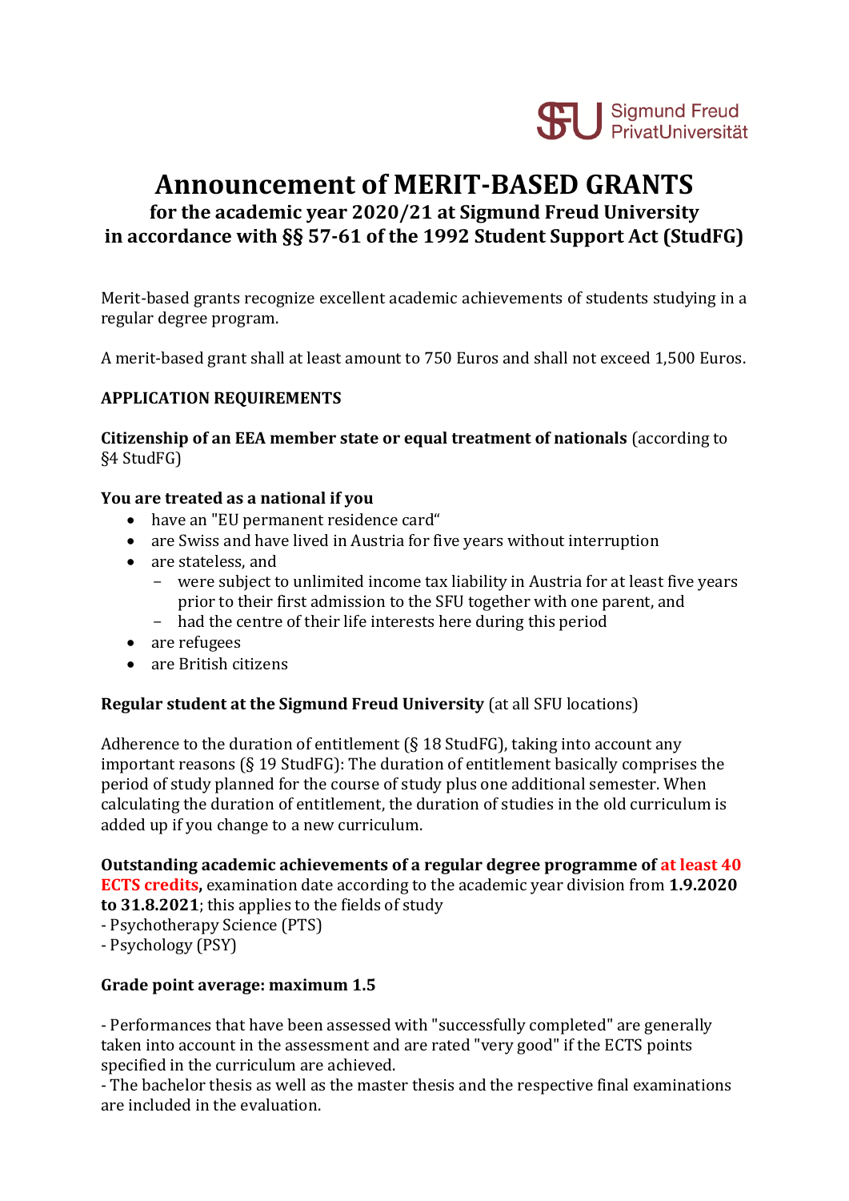# Announcement of MERIT-BASED GRANTS

## for the academic year 2020/21 at Sigmund Freud University in accordance with §§ 57-61 of the 1992 Student Support Act (StudFG)

Merit-based grants recognize excellent academic achievements of students studying in a regular degree program.

A merit-based grant shall at least amount to 750 Euros and shall not exceed 1,500 Euros.

**APPLICATION REQUIREMENTS**

**Citizenship of an EEA member state or equal treatment of nationals** (according to §4 StudFG)

**You are treated as a national if you**

- have an "EU permanent residence card“
- are Swiss and have lived in Austria for five years without interruption
- are stateless, and
  - were subject to unlimited income tax liability in Austria for at least five years prior to their first admission to the SFU together with one parent, and
  - had the centre of their life interests here during this period
- are refugees
- are British citizens

**Regular student at the Sigmund Freud University** (at all SFU locations)

Adherence to the duration of entitlement (§ 18 StudFG), taking into account any important reasons (§ 19 StudFG): The duration of entitlement basically comprises the period of study planned for the course of study plus one additional semester. When calculating the duration of entitlement, the duration of studies in the old curriculum is added up if you change to a new curriculum.

**Outstanding academic achievements of a regular degree programme of at least 40 ECTS credits,** examination date according to the academic year division from **1.9.2020 to 31.8.2021**; this applies to the fields of study
- Psychotherapy Science (PTS)
- Psychology (PSY)

**Grade point average: maximum 1.5**

- Performances that have been assessed with "successfully completed" are generally taken into account in the assessment and are rated "very good" if the ECTS points specified in the curriculum are achieved.
- The bachelor thesis as well as the master thesis and the respective final examinations are included in the evaluation.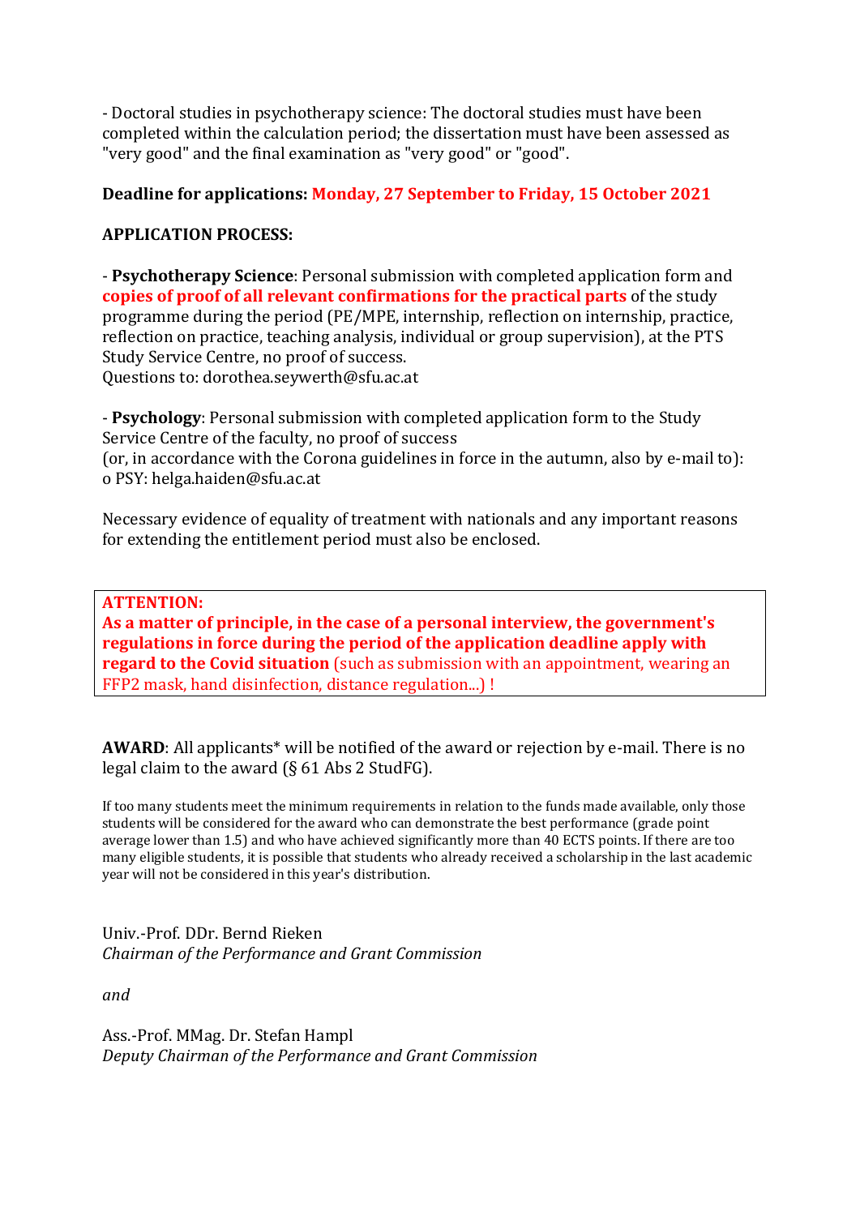- Doctoral studies in psychotherapy science: The doctoral studies must have been completed within the calculation period; the dissertation must have been assessed as "very good" and the final examination as "very good" or "good".

**Deadline for applications: Monday, 27 September to Friday, 15 October 2021**

**APPLICATION PROCESS:**

- **Psychotherapy Science**: Personal submission with completed application form and **copies of proof of all relevant confirmations for the practical parts** of the study programme during the period (PE/MPE, internship, reflection on internship, practice, reflection on practice, teaching analysis, individual or group supervision), at the PTS Study Service Centre, no proof of success.
Questions to: dorothea.seywerth@sfu.ac.at

- **Psychology**: Personal submission with completed application form to the Study Service Centre of the faculty, no proof of success
(or, in accordance with the Corona guidelines in force in the autumn, also by e-mail to):
o PSY: helga.haiden@sfu.ac.at

Necessary evidence of equality of treatment with nationals and any important reasons for extending the entitlement period must also be enclosed.

**ATTENTION:**
**As a matter of principle, in the case of a personal interview, the government's regulations in force during the period of the application deadline apply with regard to the Covid situation** (such as submission with an appointment, wearing an FFP2 mask, hand disinfection, distance regulation...) !

**AWARD**: All applicants* will be notified of the award or rejection by e-mail. There is no legal claim to the award (§ 61 Abs 2 StudFG).

If too many students meet the minimum requirements in relation to the funds made available, only those students will be considered for the award who can demonstrate the best performance (grade point average lower than 1.5) and who have achieved significantly more than 40 ECTS points. If there are too many eligible students, it is possible that students who already received a scholarship in the last academic year will not be considered in this year's distribution.

Univ.-Prof. DDr. Bernd Rieken
*Chairman of the Performance and Grant Commission*

*and*

Ass.-Prof. MMag. Dr. Stefan Hampl
*Deputy Chairman of the Performance and Grant Commission*